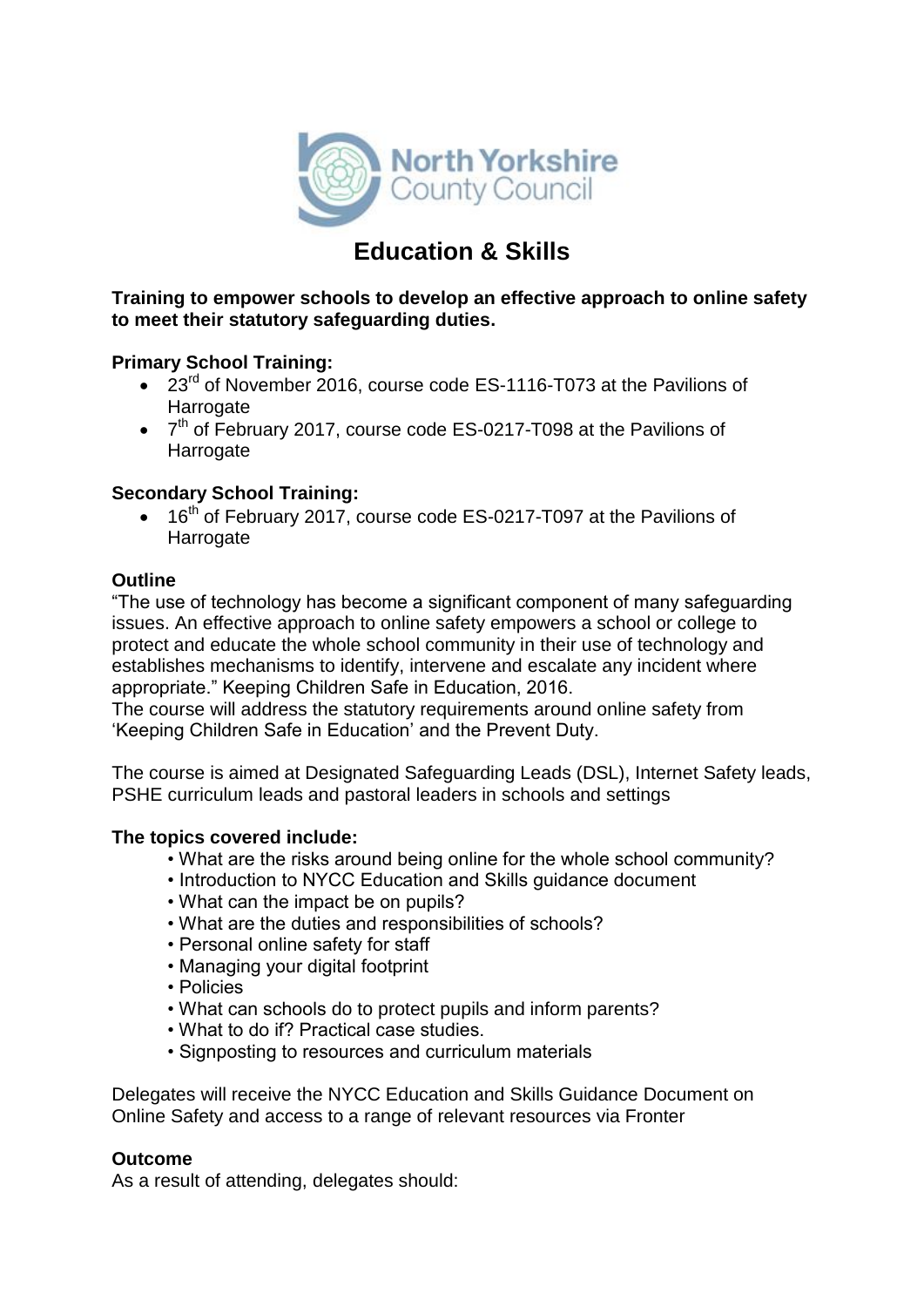North Yorkshire County Council

# Education & Skills

**Training to empower schools to develop an effective approach to online safety to meet their statutory safeguarding duties.**

**Primary School Training:**

- 23rd of November 2016, course code ES-1116-T073 at the Pavilions of Harrogate
- 7th of February 2017, course code ES-0217-T098 at the Pavilions of Harrogate

**Secondary School Training:**

- 16th of February 2017, course code ES-0217-T097 at the Pavilions of Harrogate

**Outline**

"The use of technology has become a significant component of many safeguarding issues. An effective approach to online safety empowers a school or college to protect and educate the whole school community in their use of technology and establishes mechanisms to identify, intervene and escalate any incident where appropriate." Keeping Children Safe in Education, 2016.

The course will address the statutory requirements around online safety from 'Keeping Children Safe in Education' and the Prevent Duty.

The course is aimed at Designated Safeguarding Leads (DSL), Internet Safety leads, PSHE curriculum leads and pastoral leaders in schools and settings

**The topics covered include:**

- What are the risks around being online for the whole school community?
- Introduction to NYCC Education and Skills guidance document
- What can the impact be on pupils?
- What are the duties and responsibilities of schools?
- Personal online safety for staff
- Managing your digital footprint
- Policies
- What can schools do to protect pupils and inform parents?
- What to do if? Practical case studies.
- Signposting to resources and curriculum materials

Delegates will receive the NYCC Education and Skills Guidance Document on Online Safety and access to a range of relevant resources via Fronter

**Outcome**

As a result of attending, delegates should: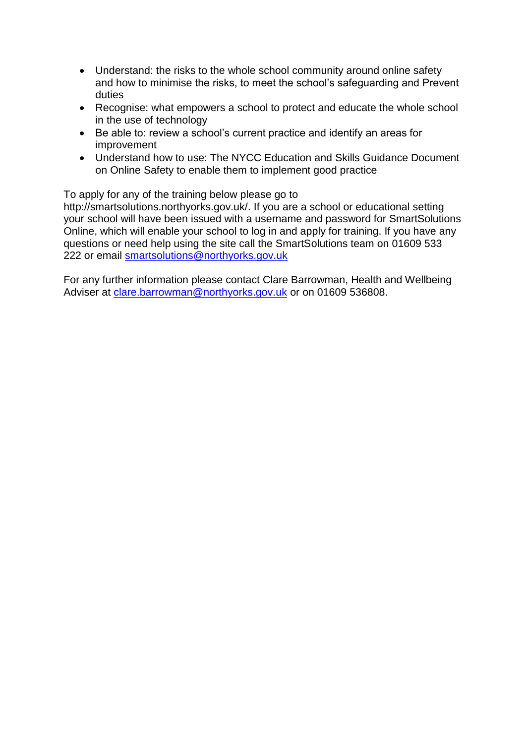- Understand: the risks to the whole school community around online safety and how to minimise the risks, to meet the school's safeguarding and Prevent duties
- Recognise: what empowers a school to protect and educate the whole school in the use of technology
- Be able to: review a school's current practice and identify an areas for improvement
- Understand how to use: The NYCC Education and Skills Guidance Document on Online Safety to enable them to implement good practice

To apply for any of the training below please go to http://smartsolutions.northyorks.gov.uk/. If you are a school or educational setting your school will have been issued with a username and password for SmartSolutions Online, which will enable your school to log in and apply for training. If you have any questions or need help using the site call the SmartSolutions team on 01609 533 222 or email smartsolutions@northyorks.gov.uk

For any further information please contact Clare Barrowman, Health and Wellbeing Adviser at clare.barrowman@northyorks.gov.uk or on 01609 536808.